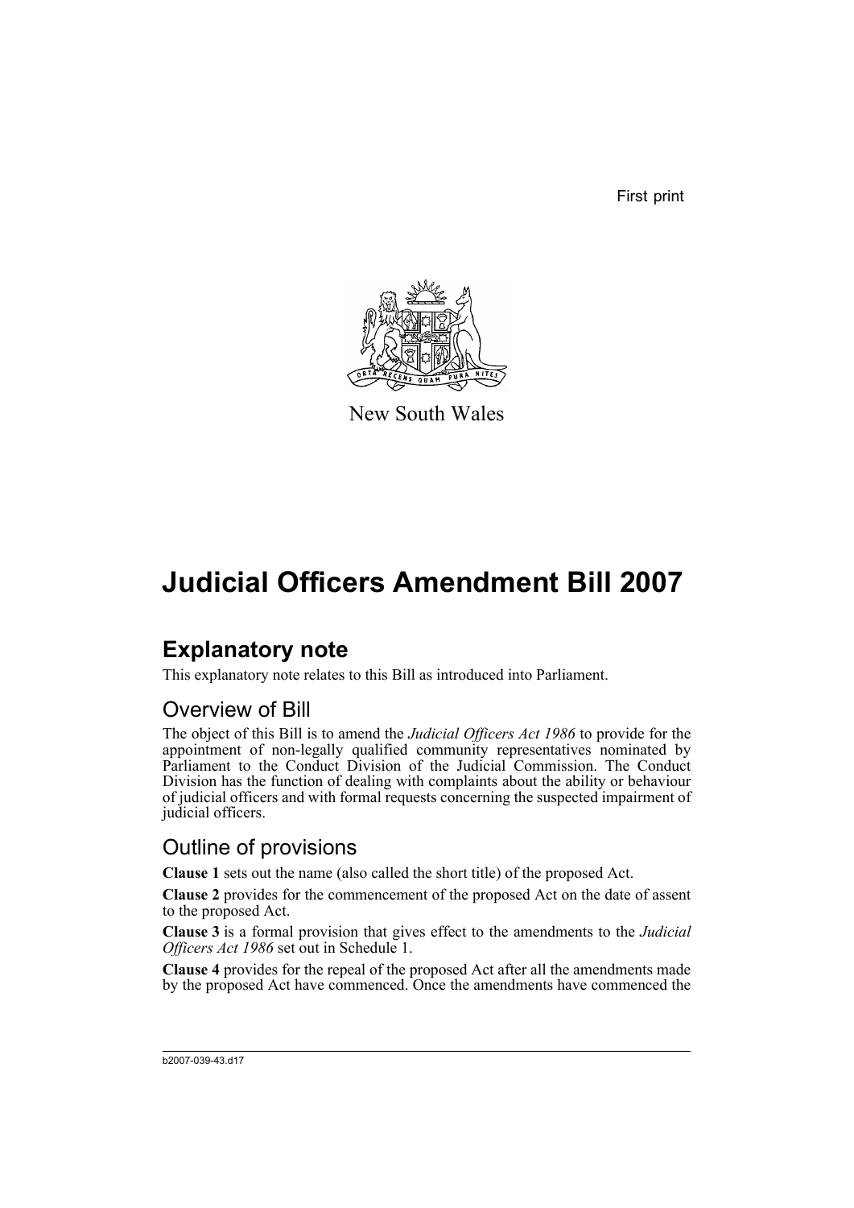First print

New South Wales

# Judicial Officers Amendment Bill 2007

## Explanatory note

This explanatory note relates to this Bill as introduced into Parliament.

### Overview of Bill

The object of this Bill is to amend the *Judicial Officers Act 1986* to provide for the appointment of non-legally qualified community representatives nominated by Parliament to the Conduct Division of the Judicial Commission. The Conduct Division has the function of dealing with complaints about the ability or behaviour of judicial officers and with formal requests concerning the suspected impairment of judicial officers.

### Outline of provisions

**Clause 1** sets out the name (also called the short title) of the proposed Act.

**Clause 2** provides for the commencement of the proposed Act on the date of assent to the proposed Act.

**Clause 3** is a formal provision that gives effect to the amendments to the *Judicial Officers Act 1986* set out in Schedule 1.

**Clause 4** provides for the repeal of the proposed Act after all the amendments made by the proposed Act have commenced. Once the amendments have commenced the

b2007-039-43.d17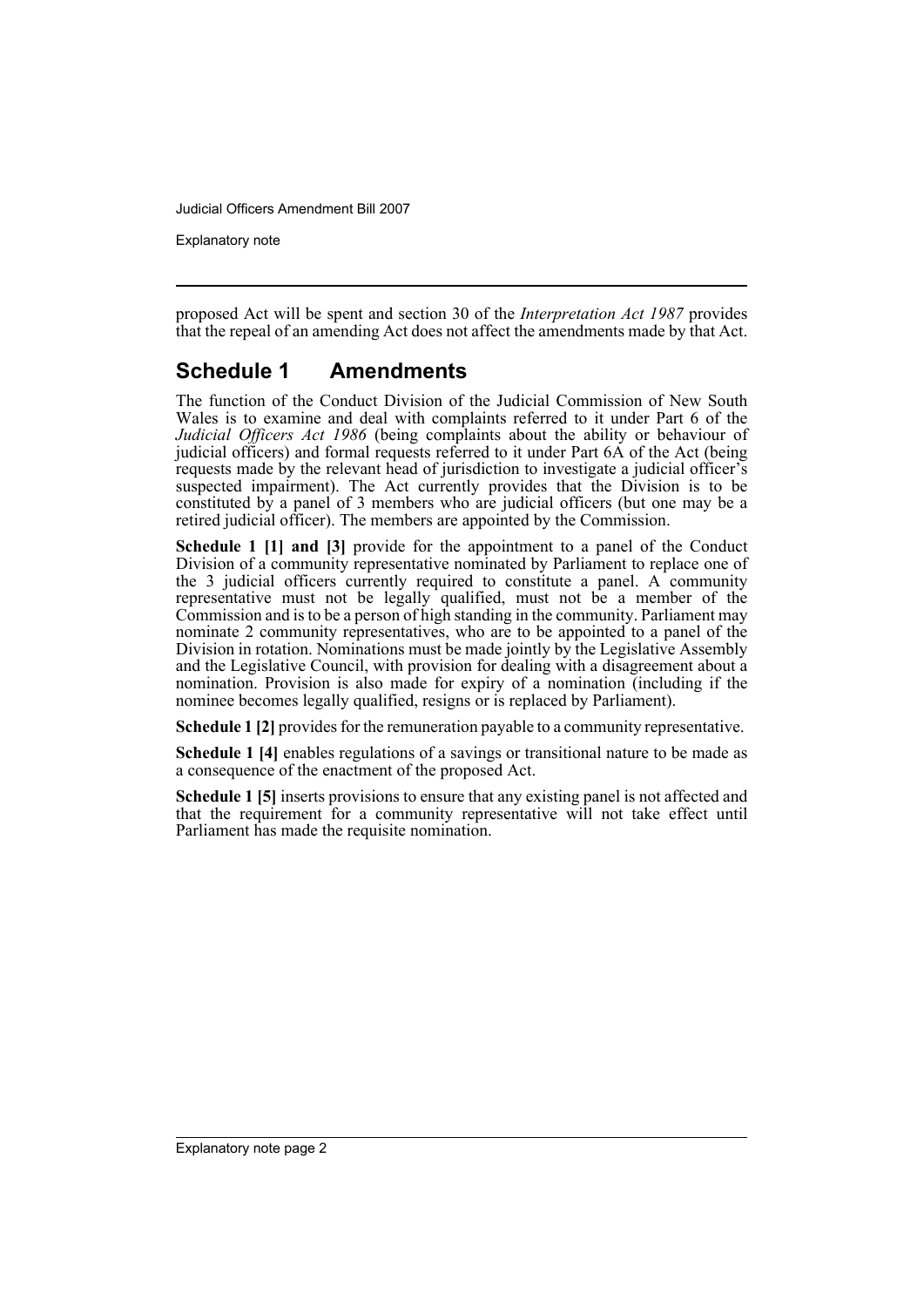proposed Act will be spent and section 30 of the *Interpretation Act 1987* provides that the repeal of an amending Act does not affect the amendments made by that Act.

## Schedule 1 Amendments

The function of the Conduct Division of the Judicial Commission of New South Wales is to examine and deal with complaints referred to it under Part 6 of the *Judicial Officers Act 1986* (being complaints about the ability or behaviour of judicial officers) and formal requests referred to it under Part 6A of the Act (being requests made by the relevant head of jurisdiction to investigate a judicial officer's suspected impairment). The Act currently provides that the Division is to be constituted by a panel of 3 members who are judicial officers (but one may be a retired judicial officer). The members are appointed by the Commission.

**Schedule 1 [1] and [3]** provide for the appointment to a panel of the Conduct Division of a community representative nominated by Parliament to replace one of the 3 judicial officers currently required to constitute a panel. A community representative must not be legally qualified, must not be a member of the Commission and is to be a person of high standing in the community. Parliament may nominate 2 community representatives, who are to be appointed to a panel of the Division in rotation. Nominations must be made jointly by the Legislative Assembly and the Legislative Council, with provision for dealing with a disagreement about a nomination. Provision is also made for expiry of a nomination (including if the nominee becomes legally qualified, resigns or is replaced by Parliament).

**Schedule 1 [2]** provides for the remuneration payable to a community representative.

**Schedule 1 [4]** enables regulations of a savings or transitional nature to be made as a consequence of the enactment of the proposed Act.

**Schedule 1 [5]** inserts provisions to ensure that any existing panel is not affected and that the requirement for a community representative will not take effect until Parliament has made the requisite nomination.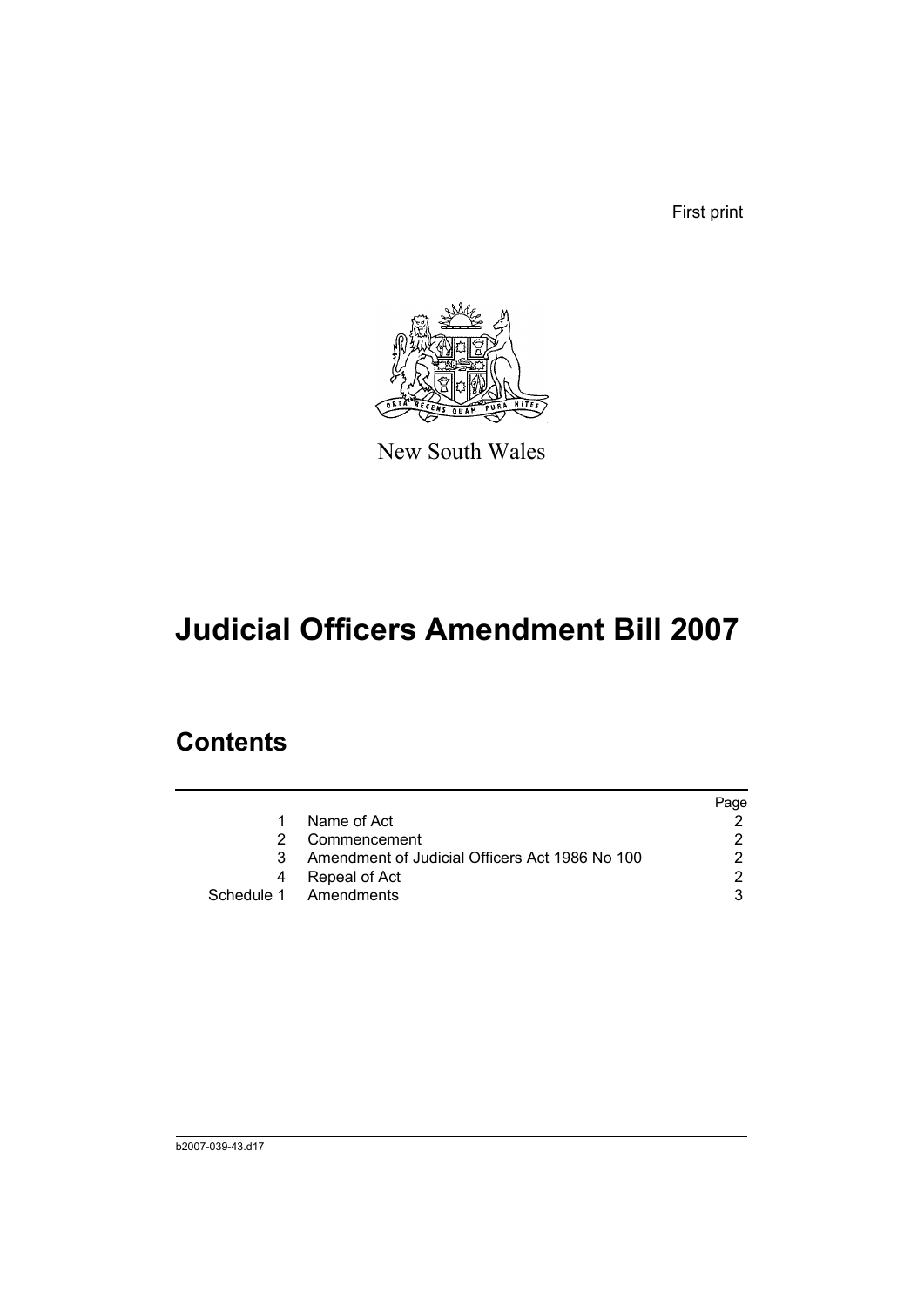First print

New South Wales

# Judicial Officers Amendment Bill 2007

## Contents

| | | Page |
|---|---|---|
| 1 | Name of Act | 2 |
| 2 | Commencement | 2 |
| 3 | Amendment of Judicial Officers Act 1986 No 100 | 2 |
| 4 | Repeal of Act | 2 |
| Schedule 1 | Amendments | 3 |

b2007-039-43.d17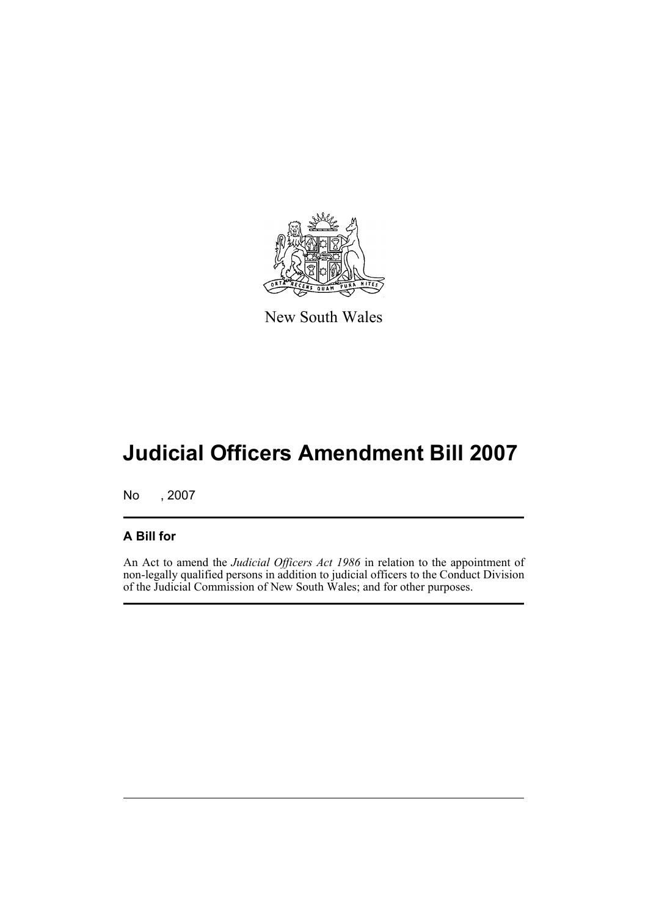New South Wales

# Judicial Officers Amendment Bill 2007

No , 2007

## A Bill for

An Act to amend the *Judicial Officers Act 1986* in relation to the appointment of non-legally qualified persons in addition to judicial officers to the Conduct Division of the Judicial Commission of New South Wales; and for other purposes.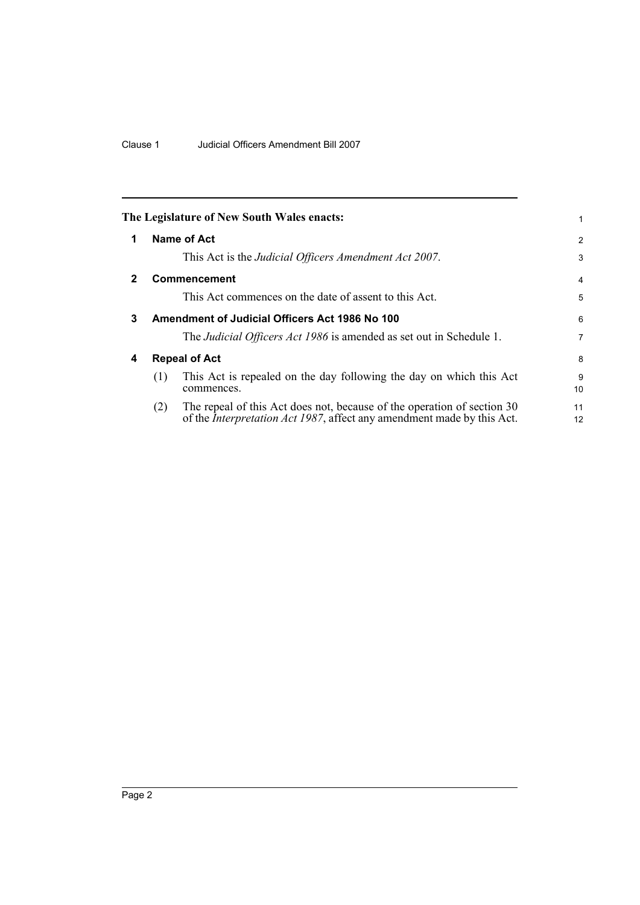The Legislature of New South Wales enacts:

## 1 Name of Act

This Act is the *Judicial Officers Amendment Act 2007*.

## 2 Commencement

This Act commences on the date of assent to this Act.

## 3 Amendment of Judicial Officers Act 1986 No 100

The *Judicial Officers Act 1986* is amended as set out in Schedule 1.

## 4 Repeal of Act

(1) This Act is repealed on the day following the day on which this Act commences.

(2) The repeal of this Act does not, because of the operation of section 30 of the *Interpretation Act 1987*, affect any amendment made by this Act.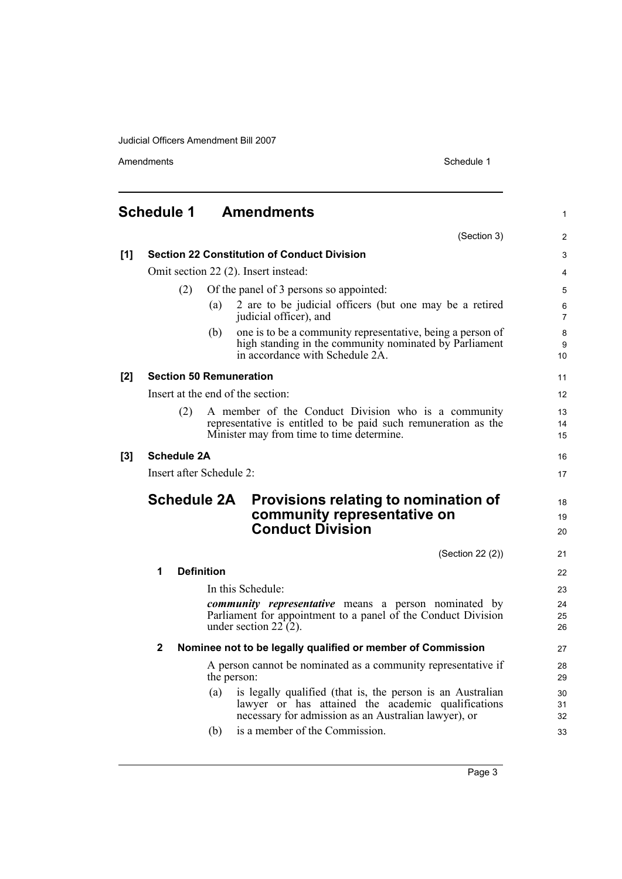# Schedule 1 Amendments

(Section 3)

**[1] Section 22 Constitution of Conduct Division**

Omit section 22 (2). Insert instead:

(2) Of the panel of 3 persons so appointed:

(a) 2 are to be judicial officers (but one may be a retired judicial officer), and

(b) one is to be a community representative, being a person of high standing in the community nominated by Parliament in accordance with Schedule 2A.

**[2] Section 50 Remuneration**

Insert at the end of the section:

(2) A member of the Conduct Division who is a community representative is entitled to be paid such remuneration as the Minister may from time to time determine.

**[3] Schedule 2A**

Insert after Schedule 2:

## Schedule 2A Provisions relating to nomination of community representative on Conduct Division

(Section 22 (2))

**1 Definition**

In this Schedule:

***community representative*** means a person nominated by Parliament for appointment to a panel of the Conduct Division under section 22 (2).

**2 Nominee not to be legally qualified or member of Commission**

A person cannot be nominated as a community representative if the person:

(a) is legally qualified (that is, the person is an Australian lawyer or has attained the academic qualifications necessary for admission as an Australian lawyer), or

(b) is a member of the Commission.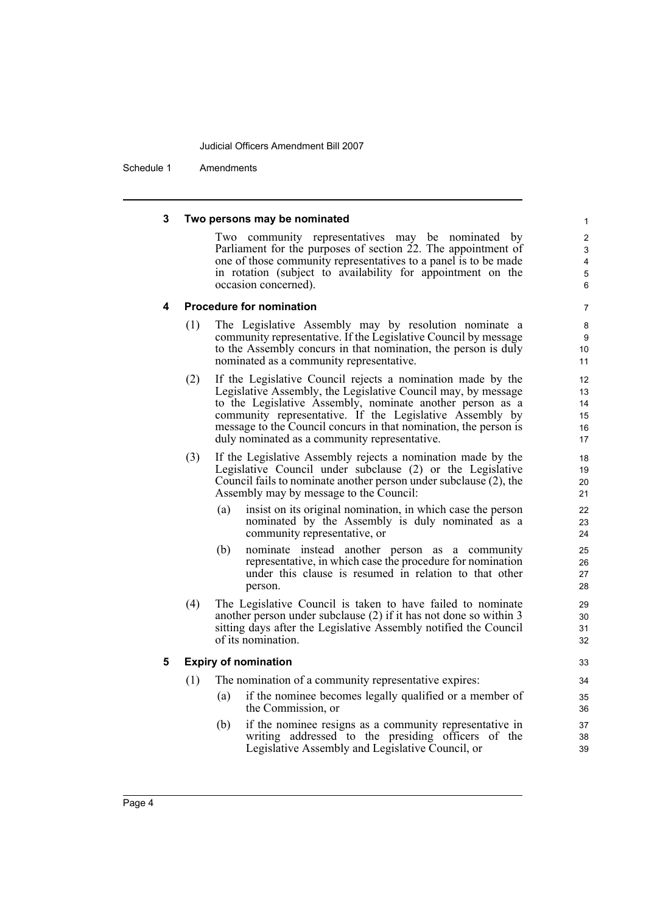### 3 Two persons may be nominated

Two community representatives may be nominated by Parliament for the purposes of section 22. The appointment of one of those community representatives to a panel is to be made in rotation (subject to availability for appointment on the occasion concerned).

### 4 Procedure for nomination

(1) The Legislative Assembly may by resolution nominate a community representative. If the Legislative Council by message to the Assembly concurs in that nomination, the person is duly nominated as a community representative.

(2) If the Legislative Council rejects a nomination made by the Legislative Assembly, the Legislative Council may, by message to the Legislative Assembly, nominate another person as a community representative. If the Legislative Assembly by message to the Council concurs in that nomination, the person is duly nominated as a community representative.

(3) If the Legislative Assembly rejects a nomination made by the Legislative Council under subclause (2) or the Legislative Council fails to nominate another person under subclause (2), the Assembly may by message to the Council:

- (a) insist on its original nomination, in which case the person nominated by the Assembly is duly nominated as a community representative, or
- (b) nominate instead another person as a community representative, in which case the procedure for nomination under this clause is resumed in relation to that other person.

(4) The Legislative Council is taken to have failed to nominate another person under subclause (2) if it has not done so within 3 sitting days after the Legislative Assembly notified the Council of its nomination.

### 5 Expiry of nomination

(1) The nomination of a community representative expires:

- (a) if the nominee becomes legally qualified or a member of the Commission, or
- (b) if the nominee resigns as a community representative in writing addressed to the presiding officers of the Legislative Assembly and Legislative Council, or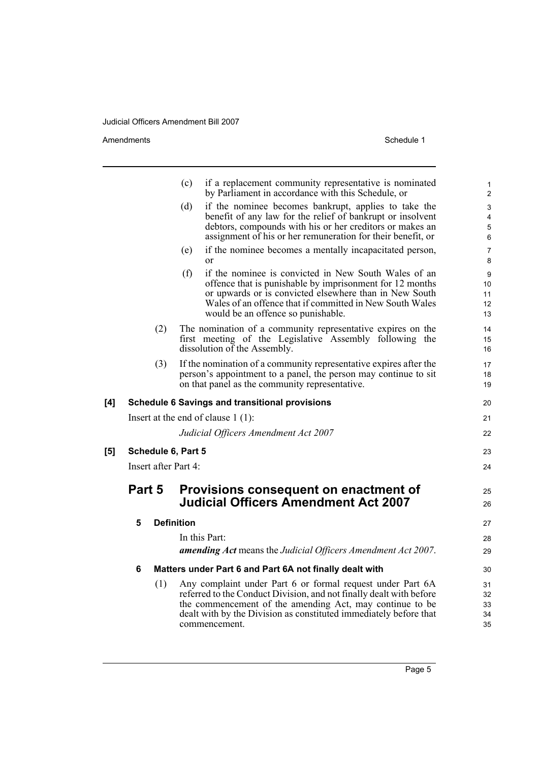(c) if a replacement community representative is nominated by Parliament in accordance with this Schedule, or

(d) if the nominee becomes bankrupt, applies to take the benefit of any law for the relief of bankrupt or insolvent debtors, compounds with his or her creditors or makes an assignment of his or her remuneration for their benefit, or

(e) if the nominee becomes a mentally incapacitated person, or

(f) if the nominee is convicted in New South Wales of an offence that is punishable by imprisonment for 12 months or upwards or is convicted elsewhere than in New South Wales of an offence that if committed in New South Wales would be an offence so punishable.

(2) The nomination of a community representative expires on the first meeting of the Legislative Assembly following the dissolution of the Assembly.

(3) If the nomination of a community representative expires after the person's appointment to a panel, the person may continue to sit on that panel as the community representative.

**[4] Schedule 6 Savings and transitional provisions**

Insert at the end of clause 1 (1):

*Judicial Officers Amendment Act 2007*

**[5] Schedule 6, Part 5**

Insert after Part 4:

## Part 5 Provisions consequent on enactment of Judicial Officers Amendment Act 2007

**5 Definition**

In this Part:

***amending Act*** means the *Judicial Officers Amendment Act 2007*.

**6 Matters under Part 6 and Part 6A not finally dealt with**

(1) Any complaint under Part 6 or formal request under Part 6A referred to the Conduct Division, and not finally dealt with before the commencement of the amending Act, may continue to be dealt with by the Division as constituted immediately before that commencement.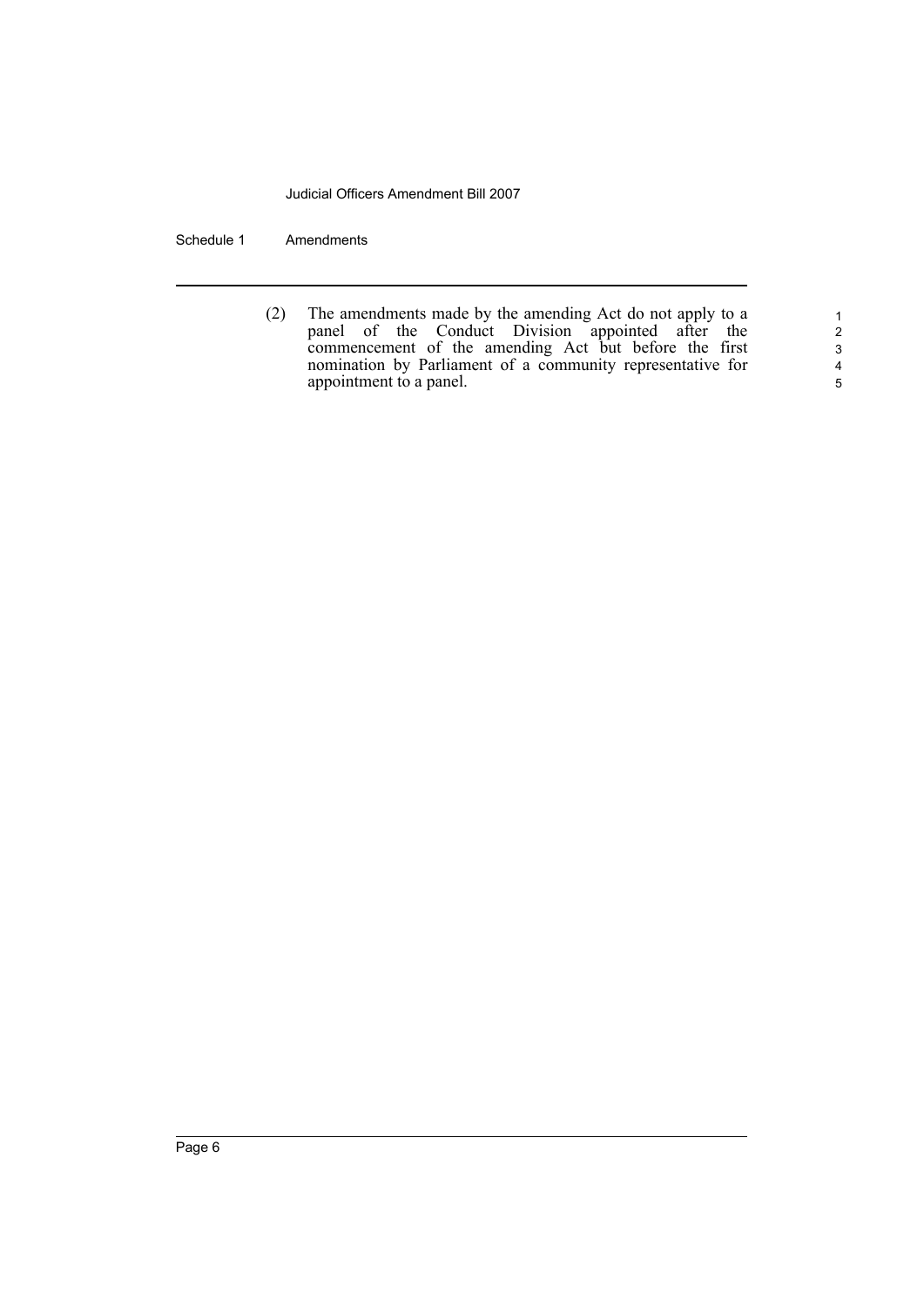(2) The amendments made by the amending Act do not apply to a panel of the Conduct Division appointed after the commencement of the amending Act but before the first nomination by Parliament of a community representative for appointment to a panel.